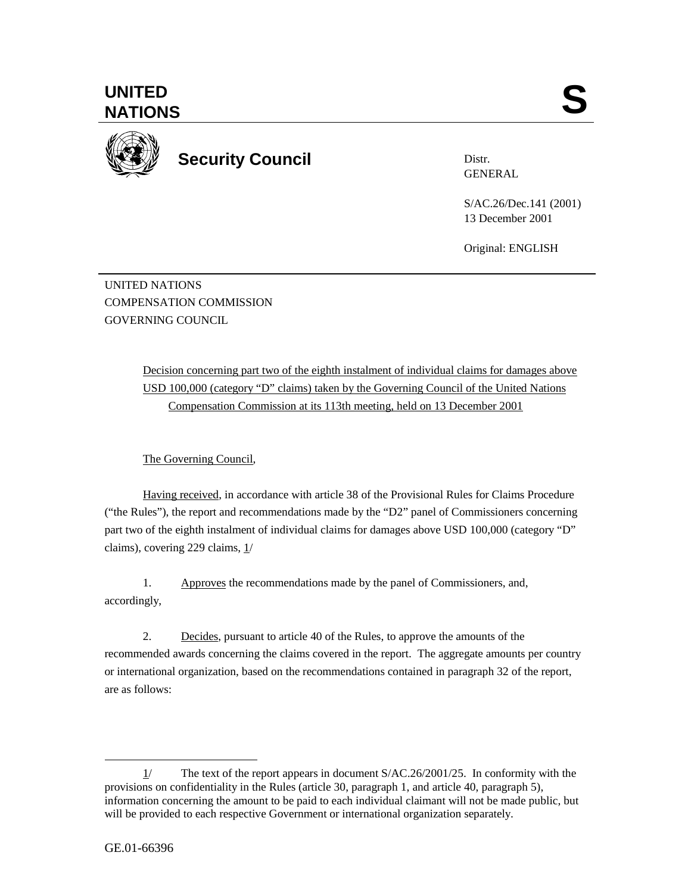UNITED NATIONS

**S**

**Security Council**

Distr.
GENERAL

S/AC.26/Dec.141 (2001)
13 December 2001

Original: ENGLISH

UNITED NATIONS
COMPENSATION COMMISSION
GOVERNING COUNCIL

Decision concerning part two of the eighth instalment of individual claims for damages above USD 100,000 (category "D" claims) taken by the Governing Council of the United Nations Compensation Commission at its 113th meeting, held on 13 December 2001

The Governing Council,

Having received, in accordance with article 38 of the Provisional Rules for Claims Procedure ("the Rules"), the report and recommendations made by the "D2" panel of Commissioners concerning part two of the eighth instalment of individual claims for damages above USD 100,000 (category "D" claims), covering 229 claims, 1/

1. Approves the recommendations made by the panel of Commissioners, and, accordingly,

2. Decides, pursuant to article 40 of the Rules, to approve the amounts of the recommended awards concerning the claims covered in the report. The aggregate amounts per country or international organization, based on the recommendations contained in paragraph 32 of the report, are as follows:

---

1/ The text of the report appears in document S/AC.26/2001/25. In conformity with the provisions on confidentiality in the Rules (article 30, paragraph 1, and article 40, paragraph 5), information concerning the amount to be paid to each individual claimant will not be made public, but will be provided to each respective Government or international organization separately.

GE.01-66396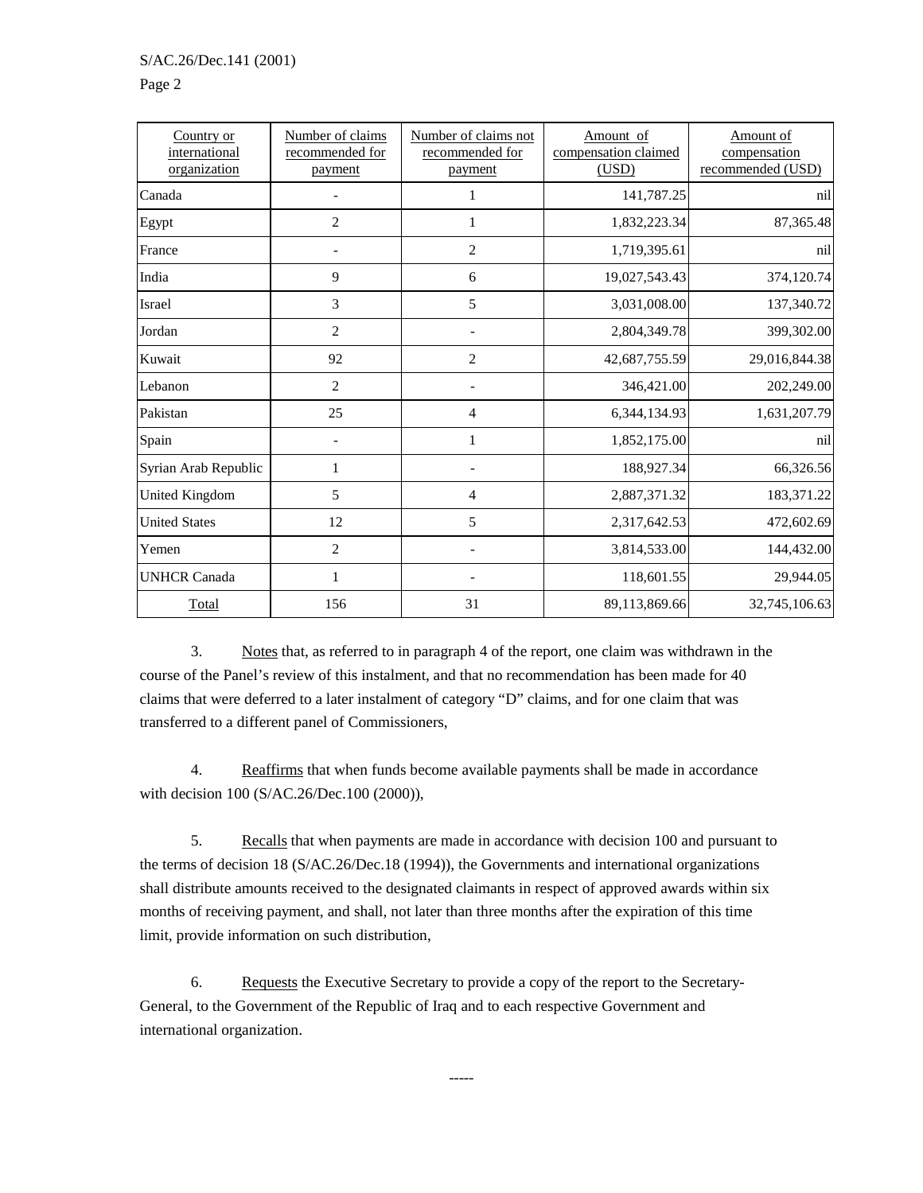| Country or international organization | Number of claims recommended for payment | Number of claims not recommended for payment | Amount of compensation claimed (USD) | Amount of compensation recommended (USD) |
|---|---|---|---|---|
| Canada | - | 1 | 141,787.25 | nil |
| Egypt | 2 | 1 | 1,832,223.34 | 87,365.48 |
| France | - | 2 | 1,719,395.61 | nil |
| India | 9 | 6 | 19,027,543.43 | 374,120.74 |
| Israel | 3 | 5 | 3,031,008.00 | 137,340.72 |
| Jordan | 2 | - | 2,804,349.78 | 399,302.00 |
| Kuwait | 92 | 2 | 42,687,755.59 | 29,016,844.38 |
| Lebanon | 2 | - | 346,421.00 | 202,249.00 |
| Pakistan | 25 | 4 | 6,344,134.93 | 1,631,207.79 |
| Spain | - | 1 | 1,852,175.00 | nil |
| Syrian Arab Republic | 1 | - | 188,927.34 | 66,326.56 |
| United Kingdom | 5 | 4 | 2,887,371.32 | 183,371.22 |
| United States | 12 | 5 | 2,317,642.53 | 472,602.69 |
| Yemen | 2 | - | 3,814,533.00 | 144,432.00 |
| UNHCR Canada | 1 | - | 118,601.55 | 29,944.05 |
| Total | 156 | 31 | 89,113,869.66 | 32,745,106.63 |

3. Notes that, as referred to in paragraph 4 of the report, one claim was withdrawn in the course of the Panel's review of this instalment, and that no recommendation has been made for 40 claims that were deferred to a later instalment of category "D" claims, and for one claim that was transferred to a different panel of Commissioners,

4. Reaffirms that when funds become available payments shall be made in accordance with decision 100 (S/AC.26/Dec.100 (2000)),

5. Recalls that when payments are made in accordance with decision 100 and pursuant to the terms of decision 18 (S/AC.26/Dec.18 (1994)), the Governments and international organizations shall distribute amounts received to the designated claimants in respect of approved awards within six months of receiving payment, and shall, not later than three months after the expiration of this time limit, provide information on such distribution,

6. Requests the Executive Secretary to provide a copy of the report to the Secretary-General, to the Government of the Republic of Iraq and to each respective Government and international organization.

-----